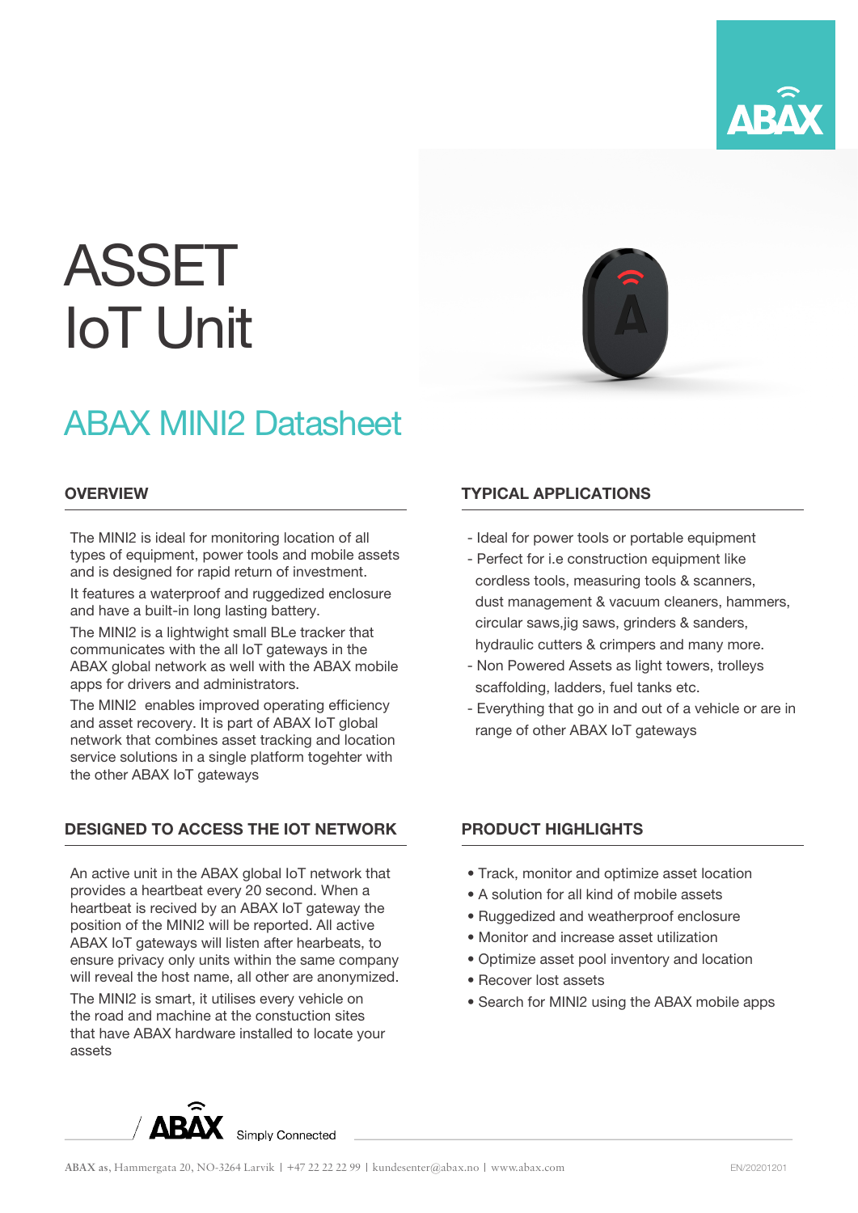# ASSET
# IoT Unit

## ABAX MINI2 Datasheet

### OVERVIEW

The MINI2 is ideal for monitoring location of all types of equipment, power tools and mobile assets and is designed for rapid return of investment.

It features a waterproof and ruggedized enclosure and have a built-in long lasting battery.

The MINI2 is a lightwight small BLe tracker that communicates with the all IoT gateways in the ABAX global network as well with the ABAX mobile apps for drivers and administrators.

The MINI2 enables improved operating efficiency and asset recovery. It is part of ABAX IoT global network that combines asset tracking and location service solutions in a single platform togehter with the other ABAX IoT gateways

### TYPICAL APPLICATIONS

- Ideal for power tools or portable equipment
- Perfect for i.e construction equipment like cordless tools, measuring tools & scanners, dust management & vacuum cleaners, hammers, circular saws,jig saws, grinders & sanders, hydraulic cutters & crimpers and many more.
- Non Powered Assets as light towers, trolleys scaffolding, ladders, fuel tanks etc.
- Everything that go in and out of a vehicle or are in range of other ABAX IoT gateways

### DESIGNED TO ACCESS THE IOT NETWORK

An active unit in the ABAX global IoT network that provides a heartbeat every 20 second. When a heartbeat is recived by an ABAX IoT gateway the position of the MINI2 will be reported. All active ABAX IoT gateways will listen after hearbeats, to ensure privacy only units within the same company will reveal the host name, all other are anonymized.

The MINI2 is smart, it utilises every vehicle on the road and machine at the constuction sites that have ABAX hardware installed to locate your assets

### PRODUCT HIGHLIGHTS

- Track, monitor and optimize asset location
- A solution for all kind of mobile assets
- Ruggedized and weatherproof enclosure
- Monitor and increase asset utilization
- Optimize asset pool inventory and location
- Recover lost assets
- Search for MINI2 using the ABAX mobile apps

ABAX Simply Connected

ABAX as, Hammergata 20, NO-3264 Larvik | +47 22 22 22 99 | kundesenter@abax.no | www.abax.com

EN/20201201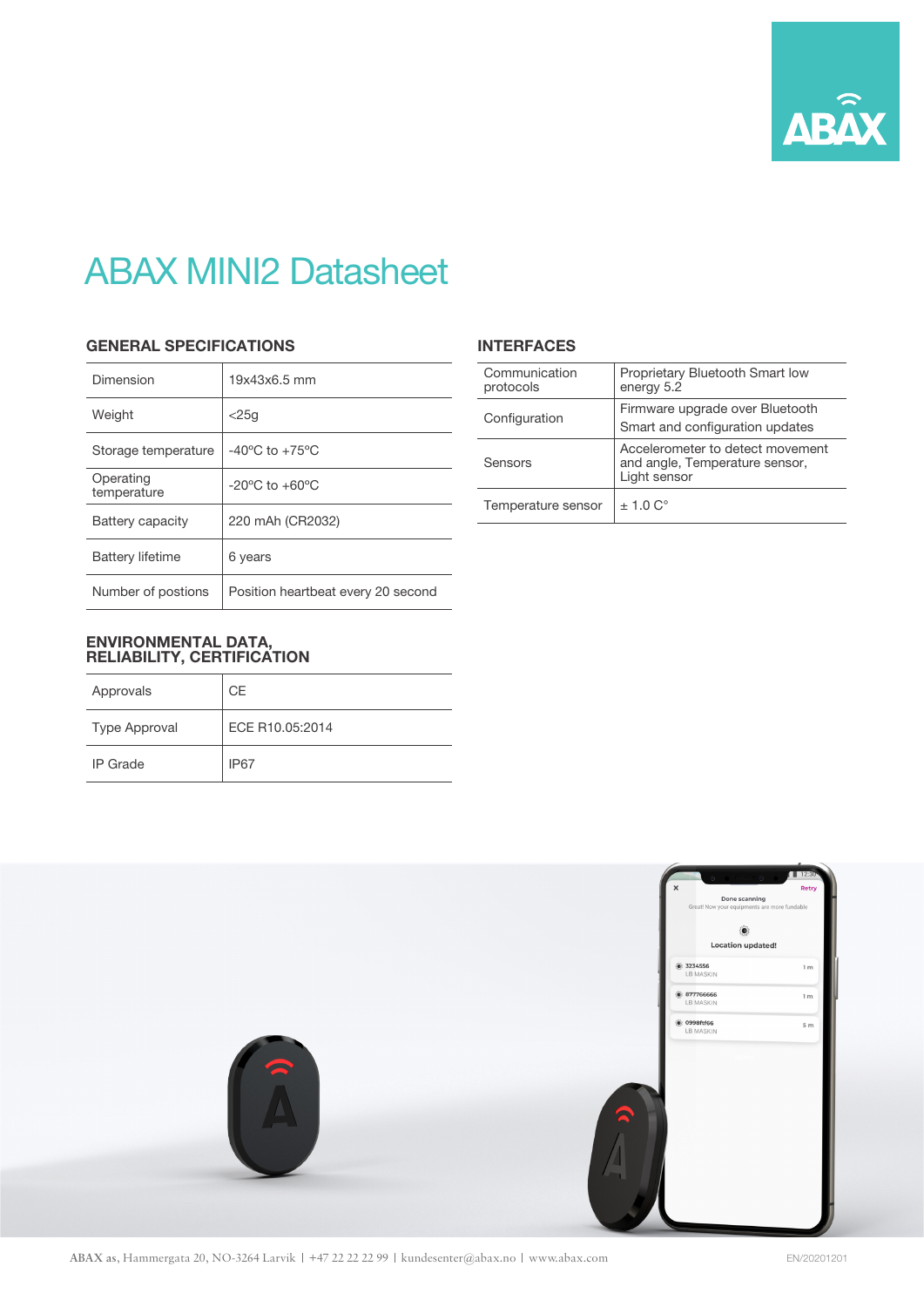# ABAX MINI2 Datasheet

## GENERAL SPECIFICATIONS

| | |
|---|---|
| Dimension | 19x43x6.5 mm |
| Weight | <25g |
| Storage temperature | -40ºC to +75ºC |
| Operating temperature | -20ºC to +60ºC |
| Battery capacity | 220 mAh (CR2032) |
| Battery lifetime | 6 years |
| Number of postions | Position heartbeat every 20 second |

## ENVIRONMENTAL DATA, RELIABILITY, CERTIFICATION

| | |
|---|---|
| Approvals | CE |
| Type Approval | ECE R10.05:2014 |
| IP Grade | IP67 |

## INTERFACES

| | |
|---|---|
| Communication protocols | Proprietary Bluetooth Smart low energy 5.2 |
| Configuration | Firmware upgrade over Bluetooth Smart and configuration updates |
| Sensors | Accelerometer to detect movement and angle, Temperature sensor, Light sensor |
| Temperature sensor | ± 1.0 C° |

ABAX as, Hammergata 20, NO-3264 Larvik | +47 22 22 22 99 | kundesenter@abax.no | www.abax.com

EN/20201201